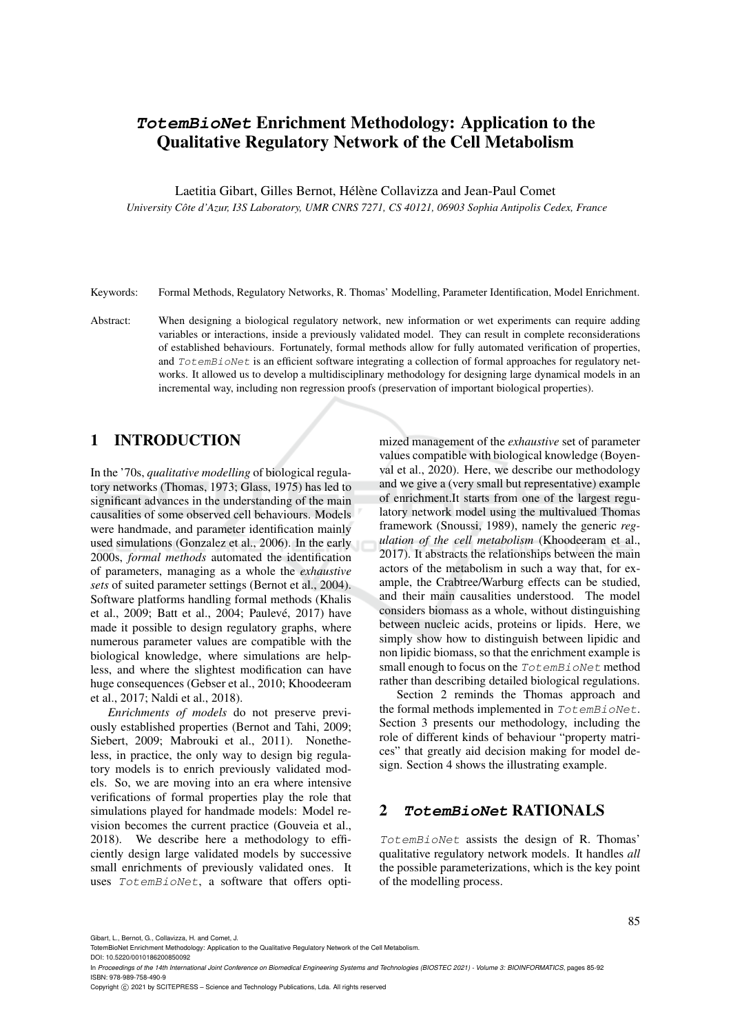# *TotemBioNet* Enrichment Methodology: Application to the Qualitative Regulatory Network of the Cell Metabolism

Laetitia Gibart, Gilles Bernot, Hélène Collavizza and Jean-Paul Comet

*University Côte d'Azur, I3S Laboratory, UMR CNRS 7271, CS 40121, 06903 Sophia Antipolis Cedex, France*

Keywords: Formal Methods, Regulatory Networks, R. Thomas' Modelling, Parameter Identification, Model Enrichment.

Abstract: When designing a biological regulatory network, new information or wet experiments can require adding variables or interactions, inside a previously validated model. They can result in complete reconsiderations of established behaviours. Fortunately, formal methods allow for fully automated verification of properties, and `TotemBioNet` is an efficient software integrating a collection of formal approaches for regulatory networks. It allowed us to develop a multidisciplinary methodology for designing large dynamical models in an incremental way, including non regression proofs (preservation of important biological properties).

## 1 INTRODUCTION

In the '70s, *qualitative modelling* of biological regulatory networks (Thomas, 1973; Glass, 1975) has led to significant advances in the understanding of the main causalities of some observed cell behaviours. Models were handmade, and parameter identification mainly used simulations (Gonzalez et al., 2006). In the early 2000s, *formal methods* automated the identification of parameters, managing as a whole the *exhaustive sets* of suited parameter settings (Bernot et al., 2004). Software platforms handling formal methods (Khalis et al., 2009; Batt et al., 2004; Paulevé, 2017) have made it possible to design regulatory graphs, where numerous parameter values are compatible with the biological knowledge, where simulations are helpless, and where the slightest modification can have huge consequences (Gebser et al., 2010; Khoodeeram et al., 2017; Naldi et al., 2018).

*Enrichments of models* do not preserve previously established properties (Bernot and Tahi, 2009; Siebert, 2009; Mabrouki et al., 2011). Nonetheless, in practice, the only way to design big regulatory models is to enrich previously validated models. So, we are moving into an era where intensive verifications of formal properties play the role that simulations played for handmade models: Model revision becomes the current practice (Gouveia et al., 2018). We describe here a methodology to efficiently design large validated models by successive small enrichments of previously validated ones. It uses `TotemBioNet`, a software that offers optimized management of the *exhaustive* set of parameter values compatible with biological knowledge (Boyenval et al., 2020). Here, we describe our methodology and we give a (very small but representative) example of enrichment.It starts from one of the largest regulatory network model using the multivalued Thomas framework (Snoussi, 1989), namely the generic *regulation of the cell metabolism* (Khoodeeram et al., 2017). It abstracts the relationships between the main actors of the metabolism in such a way that, for example, the Crabtree/Warburg effects can be studied, and their main causalities understood. The model considers biomass as a whole, without distinguishing between nucleic acids, proteins or lipids. Here, we simply show how to distinguish between lipidic and non lipidic biomass, so that the enrichment example is small enough to focus on the `TotemBioNet` method rather than describing detailed biological regulations.

Section 2 reminds the Thomas approach and the formal methods implemented in `TotemBioNet`. Section 3 presents our methodology, including the role of different kinds of behaviour "property matrices" that greatly aid decision making for model design. Section 4 shows the illustrating example.

## 2 *TotemBioNet* RATIONALS

`TotemBioNet` assists the design of R. Thomas' qualitative regulatory network models. It handles *all* the possible parameterizations, which is the key point of the modelling process.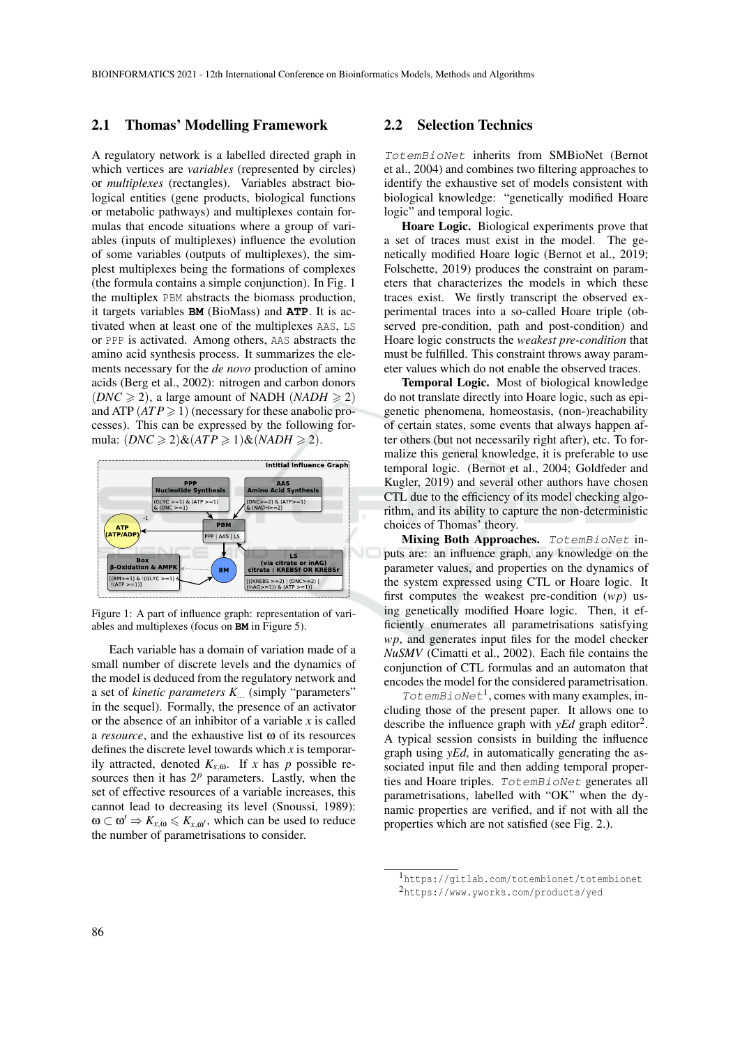## 2.1 Thomas' Modelling Framework

A regulatory network is a labelled directed graph in which vertices are *variables* (represented by circles) or *multiplexes* (rectangles). Variables abstract biological entities (gene products, biological functions or metabolic pathways) and multiplexes contain formulas that encode situations where a group of variables (inputs of multiplexes) influence the evolution of some variables (outputs of multiplexes), the simplest multiplexes being the formations of complexes (the formula contains a simple conjunction). In Fig. 1 the multiplex `PBM` abstracts the biomass production, it targets variables **BM** (BioMass) and **ATP**. It is activated when at least one of the multiplexes `AAS`, `LS` or `PPP` is activated. Among others, `AAS` abstracts the amino acid synthesis process. It summarizes the elements necessary for the *de novo* production of amino acids (Berg et al., 2002): nitrogen and carbon donors ($DNC \geqslant 2$), a large amount of NADH ($NADH \geqslant 2$) and ATP ($ATP \geqslant 1$) (necessary for these anabolic processes). This can be expressed by the following formula: $(DNC \geqslant 2)\&(ATP \geqslant 1)\&(NADH \geqslant 2)$.

Figure 1: A part of influence graph: representation of variables and multiplexes (focus on **BM** in Figure 5).

Each variable has a domain of variation made of a small number of discrete levels and the dynamics of the model is deduced from the regulatory network and a set of *kinetic parameters* $K_{...}$ (simply "parameters" in the sequel). Formally, the presence of an activator or the absence of an inhibitor of a variable $x$ is called a *resource*, and the exhaustive list $\omega$ of its resources defines the discrete level towards which $x$ is temporarily attracted, denoted $K_{x,\omega}$. If $x$ has $p$ possible resources then it has $2^p$ parameters. Lastly, when the set of effective resources of a variable increases, this cannot lead to decreasing its level (Snoussi, 1989): $\omega \subset \omega' \Rightarrow K_{x,\omega} \leqslant K_{x,\omega'}$, which can be used to reduce the number of parametrisations to consider.

## 2.2 Selection Technics

`TotemBioNet` inherits from SMBioNet (Bernot et al., 2004) and combines two filtering approaches to identify the exhaustive set of models consistent with biological knowledge: "genetically modified Hoare logic" and temporal logic.

**Hoare Logic.** Biological experiments prove that a set of traces must exist in the model. The genetically modified Hoare logic (Bernot et al., 2019; Folschette, 2019) produces the constraint on parameters that characterizes the models in which these traces exist. We firstly transcript the observed experimental traces into a so-called Hoare triple (observed pre-condition, path and post-condition) and Hoare logic constructs the *weakest pre-condition* that must be fulfilled. This constraint throws away parameter values which do not enable the observed traces.

**Temporal Logic.** Most of biological knowledge do not translate directly into Hoare logic, such as epigenetic phenomena, homeostasis, (non-)reachability of certain states, some events that always happen after others (but not necessarily right after), etc. To formalize this general knowledge, it is preferable to use temporal logic. (Bernot et al., 2004; Goldfeder and Kugler, 2019) and several other authors have chosen CTL due to the efficiency of its model checking algorithm, and its ability to capture the non-deterministic choices of Thomas' theory.

**Mixing Both Approaches.** `TotemBioNet` inputs are: an influence graph, any knowledge on the parameter values, and properties on the dynamics of the system expressed using CTL or Hoare logic. It first computes the weakest pre-condition ($wp$) using genetically modified Hoare logic. Then, it efficiently enumerates all parametrisations satisfying $wp$, and generates input files for the model checker *NuSMV* (Cimatti et al., 2002). Each file contains the conjunction of CTL formulas and an automaton that encodes the model for the considered parametrisation.

`TotemBioNet`[1], comes with many examples, including those of the present paper. It allows one to describe the influence graph with *yEd* graph editor[2]. A typical session consists in building the influence graph using *yEd*, in automatically generating the associated input file and then adding temporal properties and Hoare triples. `TotemBioNet` generates all parametrisations, labelled with "OK" when the dynamic properties are verified, and if not with all the properties which are not satisfied (see Fig. 2.).

[1] https://gitlab.com/totembionet/totembionet

[2] https://www.yworks.com/products/yed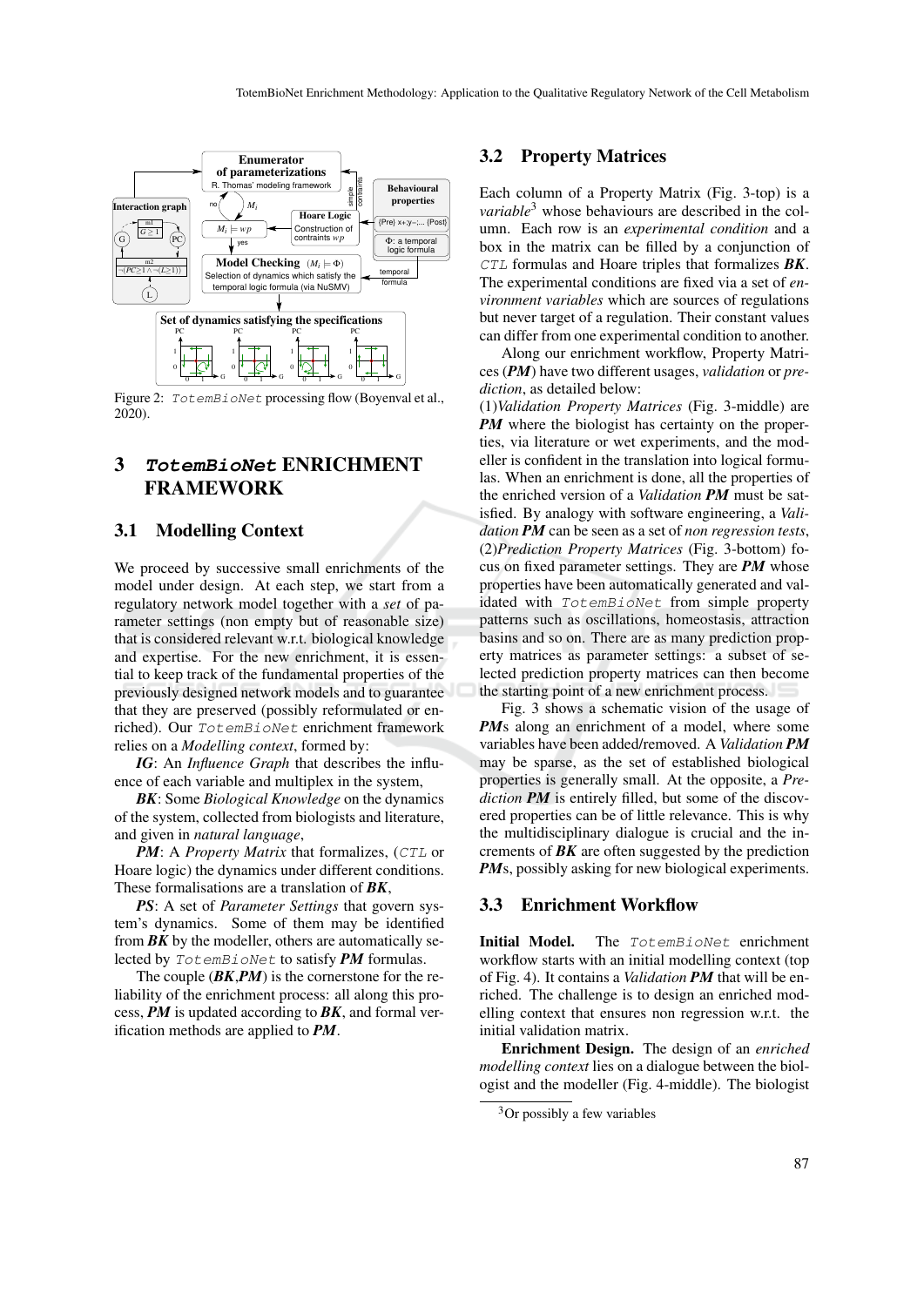Figure 2: *TotemBioNet* processing flow (Boyenval et al., 2020).

## 3 *TotemBioNet* ENRICHMENT FRAMEWORK

### 3.1 Modelling Context

We proceed by successive small enrichments of the model under design. At each step, we start from a regulatory network model together with a *set* of parameter settings (non empty but of reasonable size) that is considered relevant w.r.t. biological knowledge and expertise. For the new enrichment, it is essential to keep track of the fundamental properties of the previously designed network models and to guarantee that they are preserved (possibly reformulated or enriched). Our *TotemBioNet* enrichment framework relies on a *Modelling context*, formed by:

***IG***: An *Influence Graph* that describes the influence of each variable and multiplex in the system,

***BK***: Some *Biological Knowledge* on the dynamics of the system, collected from biologists and literature, and given in *natural language*,

***PM***: A *Property Matrix* that formalizes, (*CTL* or Hoare logic) the dynamics under different conditions. These formalisations are a translation of ***BK***,

***PS***: A set of *Parameter Settings* that govern system's dynamics. Some of them may be identified from ***BK*** by the modeller, others are automatically selected by *TotemBioNet* to satisfy ***PM*** formulas.

The couple (***BK***,***PM***) is the cornerstone for the reliability of the enrichment process: all along this process, ***PM*** is updated according to ***BK***, and formal verification methods are applied to ***PM***.

### 3.2 Property Matrices

Each column of a Property Matrix (Fig. 3-top) is a *variable*[3] whose behaviours are described in the column. Each row is an *experimental condition* and a box in the matrix can be filled by a conjunction of *CTL* formulas and Hoare triples that formalizes ***BK***. The experimental conditions are fixed via a set of *environment variables* which are sources of regulations but never target of a regulation. Their constant values can differ from one experimental condition to another.

Along our enrichment workflow, Property Matrices (***PM***) have two different usages, *validation* or *prediction*, as detailed below:

(1)*Validation Property Matrices* (Fig. 3-middle) are ***PM*** where the biologist has certainty on the properties, via literature or wet experiments, and the modeller is confident in the translation into logical formulas. When an enrichment is done, all the properties of the enriched version of a *Validation **PM*** must be satisfied. By analogy with software engineering, a *Validation **PM*** can be seen as a set of *non regression tests*,

(2)*Prediction Property Matrices* (Fig. 3-bottom) focus on fixed parameter settings. They are ***PM*** whose properties have been automatically generated and validated with *TotemBioNet* from simple property patterns such as oscillations, homeostasis, attraction basins and so on. There are as many prediction property matrices as parameter settings: a subset of selected prediction property matrices can then become the starting point of a new enrichment process.

Fig. 3 shows a schematic vision of the usage of ***PM***s along an enrichment of a model, where some variables have been added/removed. A *Validation **PM*** may be sparse, as the set of established biological properties is generally small. At the opposite, a *Prediction **PM*** is entirely filled, but some of the discovered properties can be of little relevance. This is why the multidisciplinary dialogue is crucial and the increments of ***BK*** are often suggested by the prediction ***PM***s, possibly asking for new biological experiments.

### 3.3 Enrichment Workflow

**Initial Model.** The *TotemBioNet* enrichment workflow starts with an initial modelling context (top of Fig. 4). It contains a *Validation **PM*** that will be enriched. The challenge is to design an enriched modelling context that ensures non regression w.r.t. the initial validation matrix.

**Enrichment Design.** The design of an *enriched modelling context* lies on a dialogue between the biologist and the modeller (Fig. 4-middle). The biologist

[3] Or possibly a few variables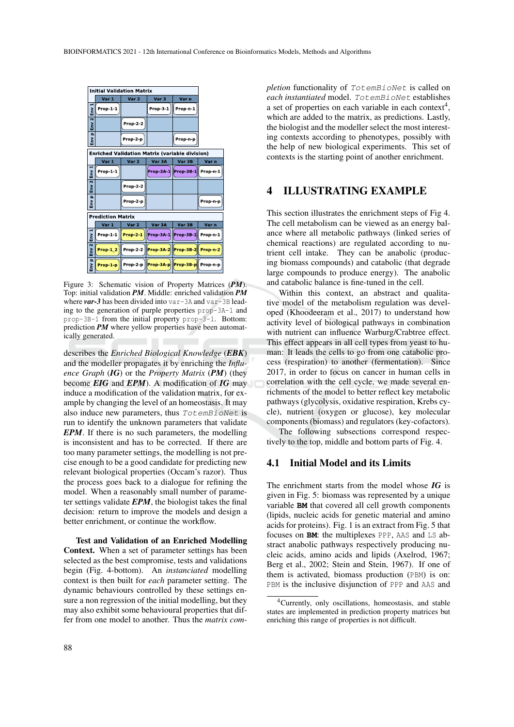**Initial Validation Matrix**

| | Var 1 | Var 2 | Var 3 | Var n |
|---|---|---|---|---|
| Env 1 | Prop-1-1 | | Prop-3-1 | Prop-n-1 |
| Env 2 | | Prop-2-2 | | |
| Env p | | Prop-2-p | | Prop-n-p |

**Enriched Validation Matrix (variable division)**

| | Var 1 | Var 2 | Var 3A | Var 3B | Var n |
|---|---|---|---|---|---|
| Env 1 | Prop-1-1 | | Prop-3A-1 | Prop-3B-1 | Prop-n-1 |
| Env 2 | | Prop-2-2 | | | |
| Env p | | Prop-2-p | | | Prop-n-p |

**Prediction Matrix**

| | Var 1 | Var 2 | Var 3A | Var 3B | Var n |
|---|---|---|---|---|---|
| Env 1 | Prop-1-1 | Prop-2-1 | Prop-3A-1 | Prop-3B-1 | Prop-n-1 |
| Env 2 | Prop-1_2 | Prop-2-2 | Prop-3A-2 | Prop-3B-2 | Prop-n-2 |
| Env p | Prop-1-p | Prop-2-p | Prop-3A-p | Prop-3B-p | Prop-n-p |

Figure 3: Schematic vision of Property Matrices (***PM***). Top: initial validation ***PM***. Middle: enriched validation ***PM*** where ***var-3*** has been divided into `var-3A` and `var-3B` leading to the generation of purple properties `prop-3A-1` and `prop-3B-1` from the initial property `prop-3-1`. Bottom: prediction ***PM*** where yellow properties have been automatically generated.

describes the *Enriched Biological Knowledge* (***EBK***) and the modeller propagates it by enriching the *Influence Graph* (***IG***) or the *Property Matrix* (***PM***) (they become ***EIG*** and ***EPM***). A modification of ***IG*** may induce a modification of the validation matrix, for example by changing the level of an homeostasis. It may also induce new parameters, thus `TotemBioNet` is run to identify the unknown parameters that validate ***EPM***. If there is no such parameters, the modelling is inconsistent and has to be corrected. If there are too many parameter settings, the modelling is not precise enough to be a good candidate for predicting new relevant biological properties (Occam's razor). Thus the process goes back to a dialogue for refining the model. When a reasonably small number of parameter settings validate ***EPM***, the biologist takes the final decision: return to improve the models and design a better enrichment, or continue the workflow.

**Test and Validation of an Enriched Modelling Context.** When a set of parameter settings has been selected as the best compromise, tests and validations begin (Fig. 4-bottom). An *instanciated* modelling context is then built for *each* parameter setting. The dynamic behaviours controlled by these settings ensure a non regression of the initial modelling, but they may also exhibit some behavioural properties that differ from one model to another. Thus the *matrix completion* functionality of `TotemBioNet` is called on *each instantiated* model. `TotemBioNet` establishes a set of properties on each variable in each context[4], which are added to the matrix, as predictions. Lastly, the biologist and the modeller select the most interesting contexts according to phenotypes, possibly with the help of new biological experiments. This set of contexts is the starting point of another enrichment.

## 4 ILLUSTRATING EXAMPLE

This section illustrates the enrichment steps of Fig 4. The cell metabolism can be viewed as an energy balance where all metabolic pathways (linked series of chemical reactions) are regulated according to nutrient cell intake. They can be anabolic (producing biomass compounds) and catabolic (that degrade large compounds to produce energy). The anabolic and catabolic balance is fine-tuned in the cell.

Within this context, an abstract and qualitative model of the metabolism regulation was developed (Khoodeeram et al., 2017) to understand how activity level of biological pathways in combination with nutrient can influence Warburg/Crabtree effect. This effect appears in all cell types from yeast to human: It leads the cells to go from one catabolic process (respiration) to another (fermentation). Since 2017, in order to focus on cancer in human cells in correlation with the cell cycle, we made several enrichments of the model to better reflect key metabolic pathways (glycolysis, oxidative respiration, Krebs cycle), nutrient (oxygen or glucose), key molecular components (biomass) and regulators (key-cofactors).

The following subsections correspond respectively to the top, middle and bottom parts of Fig. 4.

### 4.1 Initial Model and its Limits

The enrichment starts from the model whose ***IG*** is given in Fig. 5: biomass was represented by a unique variable **BM** that covered all cell growth components (lipids, nucleic acids for genetic material and amino acids for proteins). Fig. 1 is an extract from Fig. 5 that focuses on **BM**: the multiplexes `PPP`, `AAS` and `LS` abstract anabolic pathways respectively producing nucleic acids, amino acids and lipids (Axelrod, 1967; Berg et al., 2002; Stein and Stein, 1967). If one of them is activated, biomass production (`PBM`) is on: `PBM` is the inclusive disjunction of `PPP` and `AAS` and

[4] Currently, only oscillations, homeostasis, and stable states are implemented in prediction property matrices but enriching this range of properties is not difficult.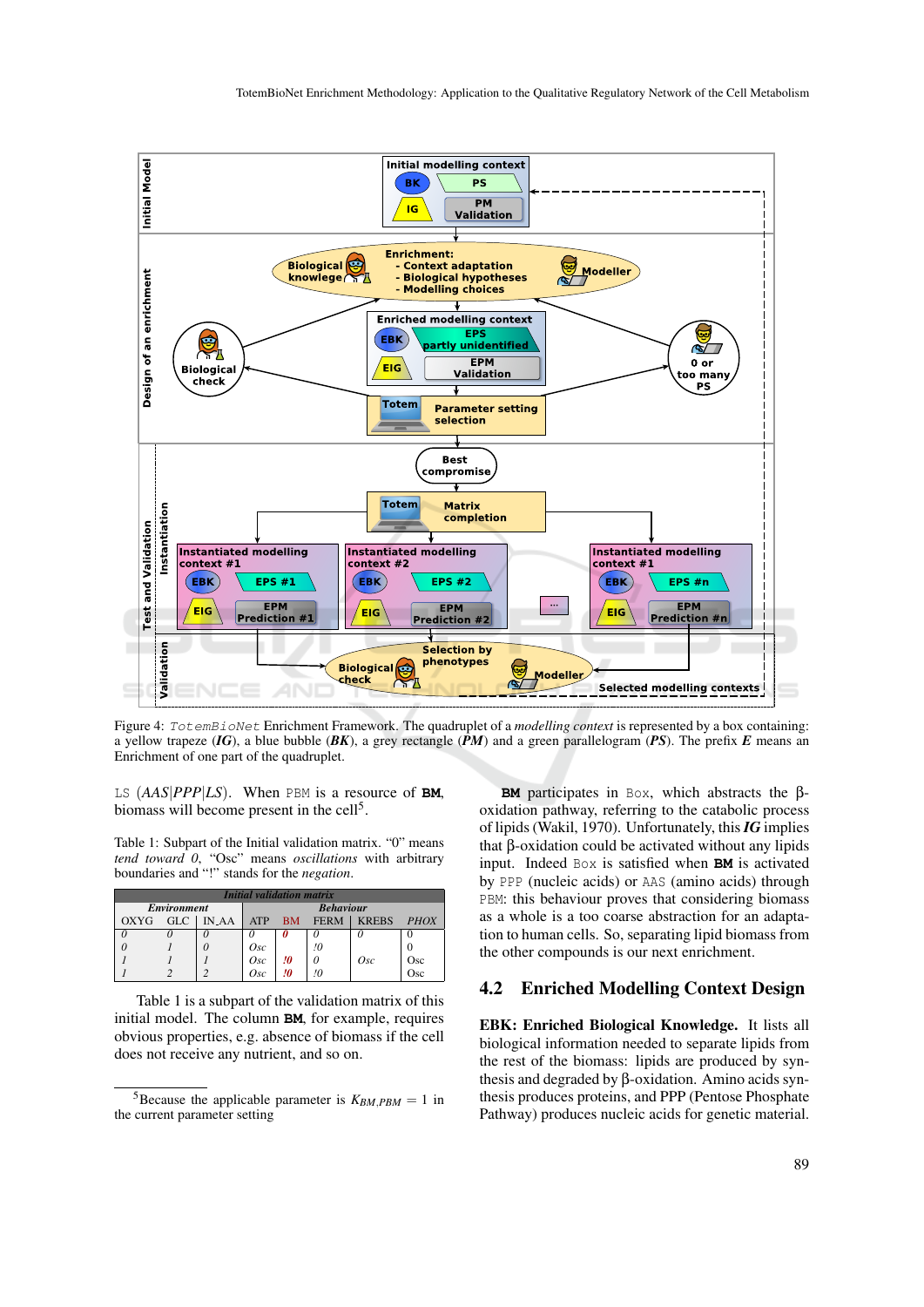Figure 4: *TotemBioNet* Enrichment Framework. The quadruplet of a *modelling context* is represented by a box containing: a yellow trapeze (***IG***), a blue bubble (***BK***), a grey rectangle (***PM***) and a green parallelogram (***PS***). The prefix ***E*** means an Enrichment of one part of the quadruplet.

LS ($AAS|PPP|LS$). When PBM is a resource of **BM**, biomass will become present in the cell[5].

Table 1: Subpart of the Initial validation matrix. "0" means *tend toward 0*, "Osc" means *oscillations* with arbitrary boundaries and "!" stands for the *negation*.

| *Initial validation matrix* | | | | | | | |
|---|---|---|---|---|---|---|---|
| *Environment* | | | *Behaviour* | | | | |
| OXYG | GLC | IN_AA | ATP | BM | FERM | KREBS | PHOX |
| 0 | 0 | 0 | 0 | **0** | 0 | 0 | 0 |
| 0 | 1 | 0 | Osc | | !0 | | 0 |
| 1 | 1 | 1 | Osc | !0 | 0 | Osc | Osc |
| 1 | 2 | 2 | Osc | !0 | !0 | | Osc |

Table 1 is a subpart of the validation matrix of this initial model. The column **BM**, for example, requires obvious properties, e.g. absence of biomass if the cell does not receive any nutrient, and so on.

**BM** participates in Box, which abstracts the β-oxidation pathway, referring to the catabolic process of lipids (Wakil, 1970). Unfortunately, this ***IG*** implies that β-oxidation could be activated without any lipids input. Indeed Box is satisfied when **BM** is activated by PPP (nucleic acids) or AAS (amino acids) through PBM: this behaviour proves that considering biomass as a whole is a too coarse abstraction for an adaptation to human cells. So, separating lipid biomass from the other compounds is our next enrichment.

## 4.2 Enriched Modelling Context Design

**EBK: Enriched Biological Knowledge.** It lists all biological information needed to separate lipids from the rest of the biomass: lipids are produced by synthesis and degraded by β-oxidation. Amino acids synthesis produces proteins, and PPP (Pentose Phosphate Pathway) produces nucleic acids for genetic material.

[5] Because the applicable parameter is $K_{BM,PBM} = 1$ in the current parameter setting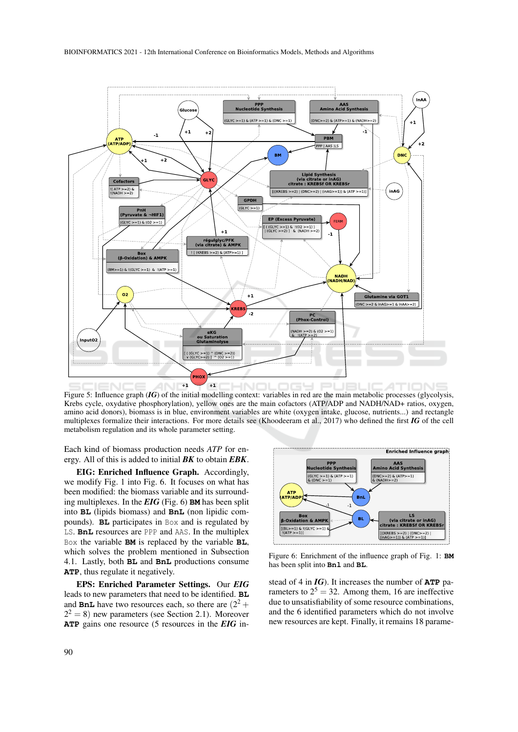Figure 5: Influence graph (*IG*) of the initial modelling context: variables in red are the main metabolic processes (glycolysis, Krebs cycle, oxydative phosphorylation), yellow ones are the main cofactors (ATP/ADP and NADH/NAD+ ratios, oxygen, amino acid donors), biomass is in blue, environment variables are white (oxygen intake, glucose, nutrients...) and rectangle multiplexes formalize their interactions. For more details see (Khoodeeram et al., 2017) who defined the first *IG* of the cell metabolism regulation and its whole parameter setting.

Each kind of biomass production needs *ATP* for energy. All of this is added to initial ***BK*** to obtain ***EBK***.

**EIG: Enriched Influence Graph.** Accordingly, we modify Fig. 1 into Fig. 6. It focuses on what has been modified: the biomass variable and its surrounding multiplexes. In the ***EIG*** (Fig. 6) **BM** has been split into **BL** (lipids biomass) and **BnL** (non lipidic compounds). **BL** participates in `Box` and is regulated by `LS`. **BnL** resources are `PPP` and `AAS`. In the multiplex `Box` the variable **BM** is replaced by the variable **BL**, which solves the problem mentioned in Subsection 4.1. Lastly, both **BL** and **BnL** productions consume **ATP**, thus regulate it negatively.

**EPS: Enriched Parameter Settings.** Our ***EIG*** leads to new parameters that need to be identified. **BL** and **BnL** have two resources each, so there are $(2^2 + 2^2 = 8)$ new parameters (see Section 2.1). Moreover **ATP** gains one resource (5 resources in the ***EIG*** instead of 4 in ***IG***). It increases the number of **ATP** parameters to $2^5 = 32$. Among them, 16 are ineffective due to unsatisfiability of some resource combinations, and the 6 identified parameters which do not involve new resources are kept. Finally, it remains 18 parame-

Figure 6: Enrichment of the influence graph of Fig. 1: **BM** has been split into **Bnl** and **BL**.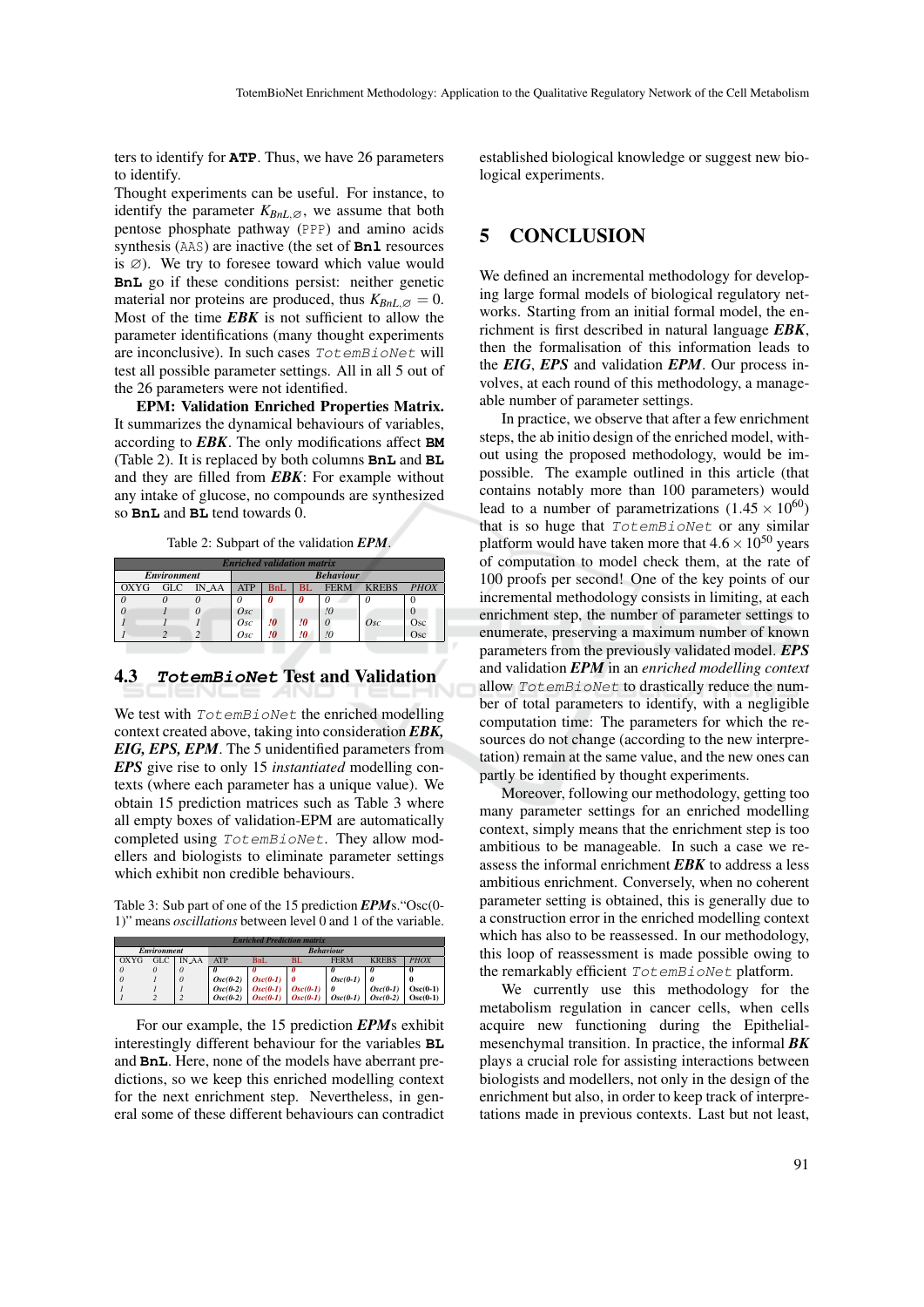ters to identify for **ATP**. Thus, we have 26 parameters to identify.

Thought experiments can be useful. For instance, to identify the parameter $K_{BnL,\varnothing}$, we assume that both pentose phosphate pathway (PPP) and amino acids synthesis (AAS) are inactive (the set of **Bnl** resources is $\varnothing$). We try to foresee toward which value would **BnL** go if these conditions persist: neither genetic material nor proteins are produced, thus $K_{BnL,\varnothing} = 0$. Most of the time ***EBK*** is not sufficient to allow the parameter identifications (many thought experiments are inconclusive). In such cases TotemBioNet will test all possible parameter settings. All in all 5 out of the 26 parameters were not identified.

**EPM: Validation Enriched Properties Matrix.** It summarizes the dynamical behaviours of variables, according to ***EBK***. The only modifications affect **BM** (Table 2). It is replaced by both columns **BnL** and **BL** and they are filled from ***EBK***: For example without any intake of glucose, no compounds are synthesized so **BnL** and **BL** tend towards 0.

Table 2: Subpart of the validation ***EPM***.

| *Enriched validation matrix* | | | | | | | | |
|---|---|---|---|---|---|---|---|---|
| *Environment* | | | *Behaviour* | | | | | |
| OXYG | GLC | IN_AA | ATP | BnL | BL | FERM | KREBS | PHOX |
| 0 | 0 | 0 | 0 | **0** | **0** | 0 | 0 | 0 |
| 0 | 1 | 0 | Osc | | | !0 | | 0 |
| 1 | 1 | 1 | Osc | **!0** | **!0** | 0 | Osc | Osc |
| 1 | 2 | 2 | Osc | **!0** | **!0** | !0 | | Osc |

### 4.3 *TotemBioNet* Test and Validation

We test with TotemBioNet the enriched modelling context created above, taking into consideration ***EBK, EIG, EPS, EPM***. The 5 unidentified parameters from ***EPS*** give rise to only 15 *instantiated* modelling contexts (where each parameter has a unique value). We obtain 15 prediction matrices such as Table 3 where all empty boxes of validation-EPM are automatically completed using TotemBioNet. They allow modellers and biologists to eliminate parameter settings which exhibit non credible behaviours.

Table 3: Sub part of one of the 15 prediction ***EPM***s."Osc(0-1)" means *oscillations* between level 0 and 1 of the variable.

| *Enriched Prediction matrix* | | | | | | | | |
|---|---|---|---|---|---|---|---|---|
| *Environment* | | | *Behaviour* | | | | | |
| OXYG | GLC | IN_AA | ATP | BnL | BL | FERM | KREBS | PHOX |
| 0 | 0 | 0 | **0** | **0** | **0** | **0** | **0** | **0** |
| 0 | 1 | 0 | **Osc(0-2)** | **Osc(0-1)** | **0** | **Osc(0-1)** | **0** | **0** |
| 1 | 1 | 1 | **Osc(0-2)** | **Osc(0-1)** | **Osc(0-1)** | **0** | **Osc(0-1)** | **Osc(0-1)** |
| 1 | 2 | 2 | **Osc(0-2)** | **Osc(0-1)** | **Osc(0-1)** | **Osc(0-1)** | **Osc(0-2)** | **Osc(0-1)** |

For our example, the 15 prediction ***EPM***s exhibit interestingly different behaviour for the variables **BL** and **BnL**. Here, none of the models have aberrant predictions, so we keep this enriched modelling context for the next enrichment step. Nevertheless, in general some of these different behaviours can contradict established biological knowledge or suggest new biological experiments.

## 5 CONCLUSION

We defined an incremental methodology for developing large formal models of biological regulatory networks. Starting from an initial formal model, the enrichment is first described in natural language ***EBK***, then the formalisation of this information leads to the ***EIG***, ***EPS*** and validation ***EPM***. Our process involves, at each round of this methodology, a manageable number of parameter settings.

In practice, we observe that after a few enrichment steps, the ab initio design of the enriched model, without using the proposed methodology, would be impossible. The example outlined in this article (that contains notably more than 100 parameters) would lead to a number of parametrizations ($1.45 \times 10^{60}$) that is so huge that TotemBioNet or any similar platform would have taken more that $4.6 \times 10^{50}$ years of computation to model check them, at the rate of 100 proofs per second! One of the key points of our incremental methodology consists in limiting, at each enrichment step, the number of parameter settings to enumerate, preserving a maximum number of known parameters from the previously validated model. ***EPS*** and validation ***EPM*** in an *enriched modelling context* allow TotemBioNet to drastically reduce the number of total parameters to identify, with a negligible computation time: The parameters for which the resources do not change (according to the new interpretation) remain at the same value, and the new ones can partly be identified by thought experiments.

Moreover, following our methodology, getting too many parameter settings for an enriched modelling context, simply means that the enrichment step is too ambitious to be manageable. In such a case we reassess the informal enrichment ***EBK*** to address a less ambitious enrichment. Conversely, when no coherent parameter setting is obtained, this is generally due to a construction error in the enriched modelling context which has also to be reassessed. In our methodology, this loop of reassessment is made possible owing to the remarkably efficient TotemBioNet platform.

We currently use this methodology for the metabolism regulation in cancer cells, when cells acquire new functioning during the Epithelial-mesenchymal transition. In practice, the informal ***BK*** plays a crucial role for assisting interactions between biologists and modellers, not only in the design of the enrichment but also, in order to keep track of interpretations made in previous contexts. Last but not least,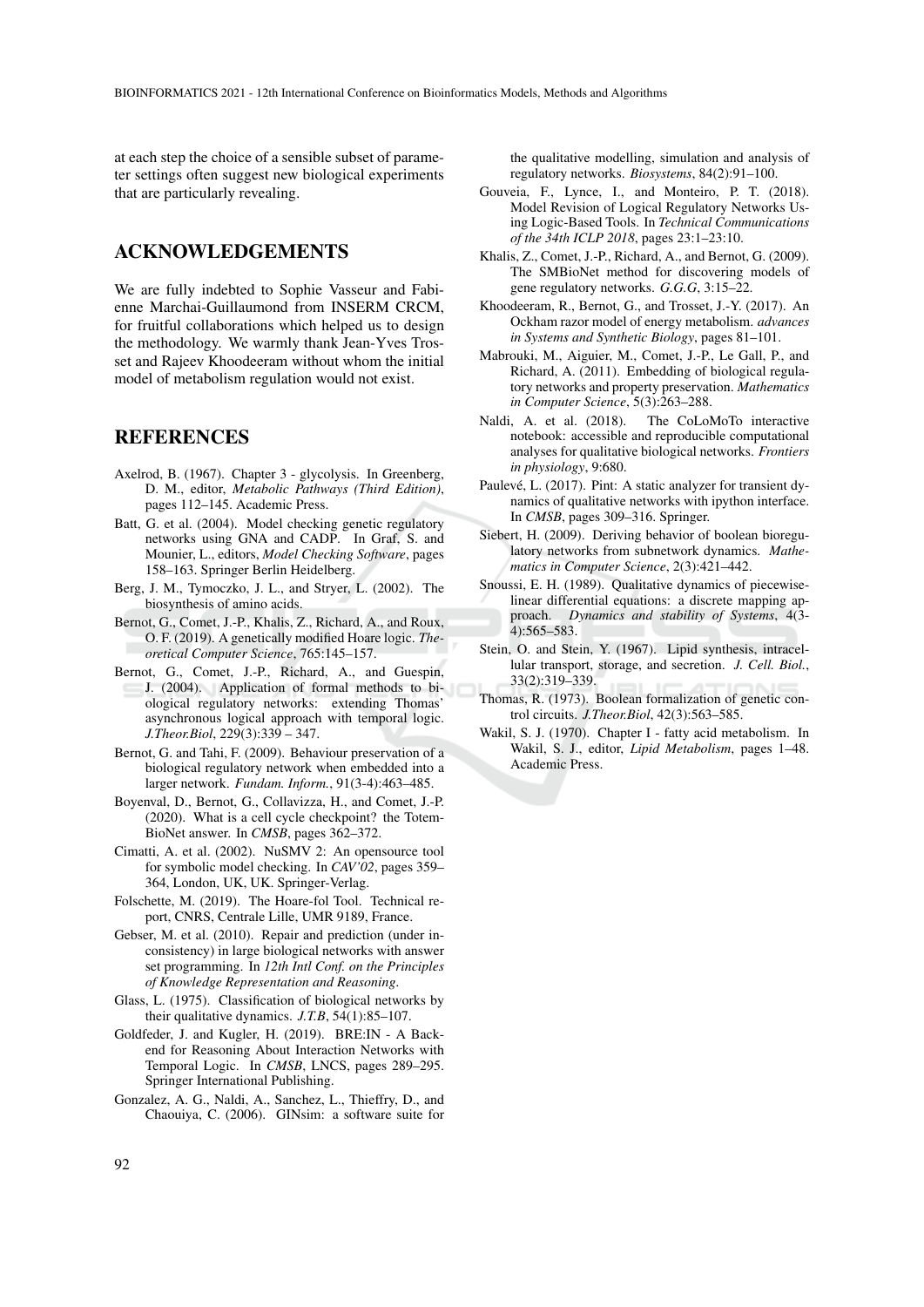at each step the choice of a sensible subset of parameter settings often suggest new biological experiments that are particularly revealing.

## ACKNOWLEDGEMENTS

We are fully indebted to Sophie Vasseur and Fabienne Marchai-Guillaumond from INSERM CRCM, for fruitful collaborations which helped us to design the methodology. We warmly thank Jean-Yves Trosset and Rajeev Khoodeeram without whom the initial model of metabolism regulation would not exist.

## REFERENCES

Axelrod, B. (1967). Chapter 3 - glycolysis. In Greenberg, D. M., editor, *Metabolic Pathways (Third Edition)*, pages 112–145. Academic Press.

Batt, G. et al. (2004). Model checking genetic regulatory networks using GNA and CADP. In Graf, S. and Mounier, L., editors, *Model Checking Software*, pages 158–163. Springer Berlin Heidelberg.

Berg, J. M., Tymoczko, J. L., and Stryer, L. (2002). The biosynthesis of amino acids.

Bernot, G., Comet, J.-P., Khalis, Z., Richard, A., and Roux, O. F. (2019). A genetically modified Hoare logic. *Theoretical Computer Science*, 765:145–157.

Bernot, G., Comet, J.-P., Richard, A., and Guespin, J. (2004). Application of formal methods to biological regulatory networks: extending Thomas' asynchronous logical approach with temporal logic. *J.Theor.Biol*, 229(3):339 – 347.

Bernot, G. and Tahi, F. (2009). Behaviour preservation of a biological regulatory network when embedded into a larger network. *Fundam. Inform.*, 91(3-4):463–485.

Boyenval, D., Bernot, G., Collavizza, H., and Comet, J.-P. (2020). What is a cell cycle checkpoint? the TotemBioNet answer. In *CMSB*, pages 362–372.

Cimatti, A. et al. (2002). NuSMV 2: An opensource tool for symbolic model checking. In *CAV'02*, pages 359–364, London, UK, UK. Springer-Verlag.

Folschette, M. (2019). The Hoare-fol Tool. Technical report, CNRS, Centrale Lille, UMR 9189, France.

Gebser, M. et al. (2010). Repair and prediction (under inconsistency) in large biological networks with answer set programming. In *12th Intl Conf. on the Principles of Knowledge Representation and Reasoning*.

Glass, L. (1975). Classification of biological networks by their qualitative dynamics. *J.T.B*, 54(1):85–107.

Goldfeder, J. and Kugler, H. (2019). BRE:IN - A Backend for Reasoning About Interaction Networks with Temporal Logic. In *CMSB*, LNCS, pages 289–295. Springer International Publishing.

Gonzalez, A. G., Naldi, A., Sanchez, L., Thieffry, D., and Chaouiya, C. (2006). GINsim: a software suite for the qualitative modelling, simulation and analysis of regulatory networks. *Biosystems*, 84(2):91–100.

Gouveia, F., Lynce, I., and Monteiro, P. T. (2018). Model Revision of Logical Regulatory Networks Using Logic-Based Tools. In *Technical Communications of the 34th ICLP 2018*, pages 23:1–23:10.

Khalis, Z., Comet, J.-P., Richard, A., and Bernot, G. (2009). The SMBioNet method for discovering models of gene regulatory networks. *G.G.G*, 3:15–22.

Khoodeeram, R., Bernot, G., and Trosset, J.-Y. (2017). An Ockham razor model of energy metabolism. *advances in Systems and Synthetic Biology*, pages 81–101.

Mabrouki, M., Aiguier, M., Comet, J.-P., Le Gall, P., and Richard, A. (2011). Embedding of biological regulatory networks and property preservation. *Mathematics in Computer Science*, 5(3):263–288.

Naldi, A. et al. (2018). The CoLoMoTo interactive notebook: accessible and reproducible computational analyses for qualitative biological networks. *Frontiers in physiology*, 9:680.

Paulevé, L. (2017). Pint: A static analyzer for transient dynamics of qualitative networks with ipython interface. In *CMSB*, pages 309–316. Springer.

Siebert, H. (2009). Deriving behavior of boolean bioregulatory networks from subnetwork dynamics. *Mathematics in Computer Science*, 2(3):421–442.

Snoussi, E. H. (1989). Qualitative dynamics of piecewise-linear differential equations: a discrete mapping approach. *Dynamics and stability of Systems*, 4(3-4):565–583.

Stein, O. and Stein, Y. (1967). Lipid synthesis, intracellular transport, storage, and secretion. *J. Cell. Biol.*, 33(2):319–339.

Thomas, R. (1973). Boolean formalization of genetic control circuits. *J.Theor.Biol*, 42(3):563–585.

Wakil, S. J. (1970). Chapter I - fatty acid metabolism. In Wakil, S. J., editor, *Lipid Metabolism*, pages 1–48. Academic Press.